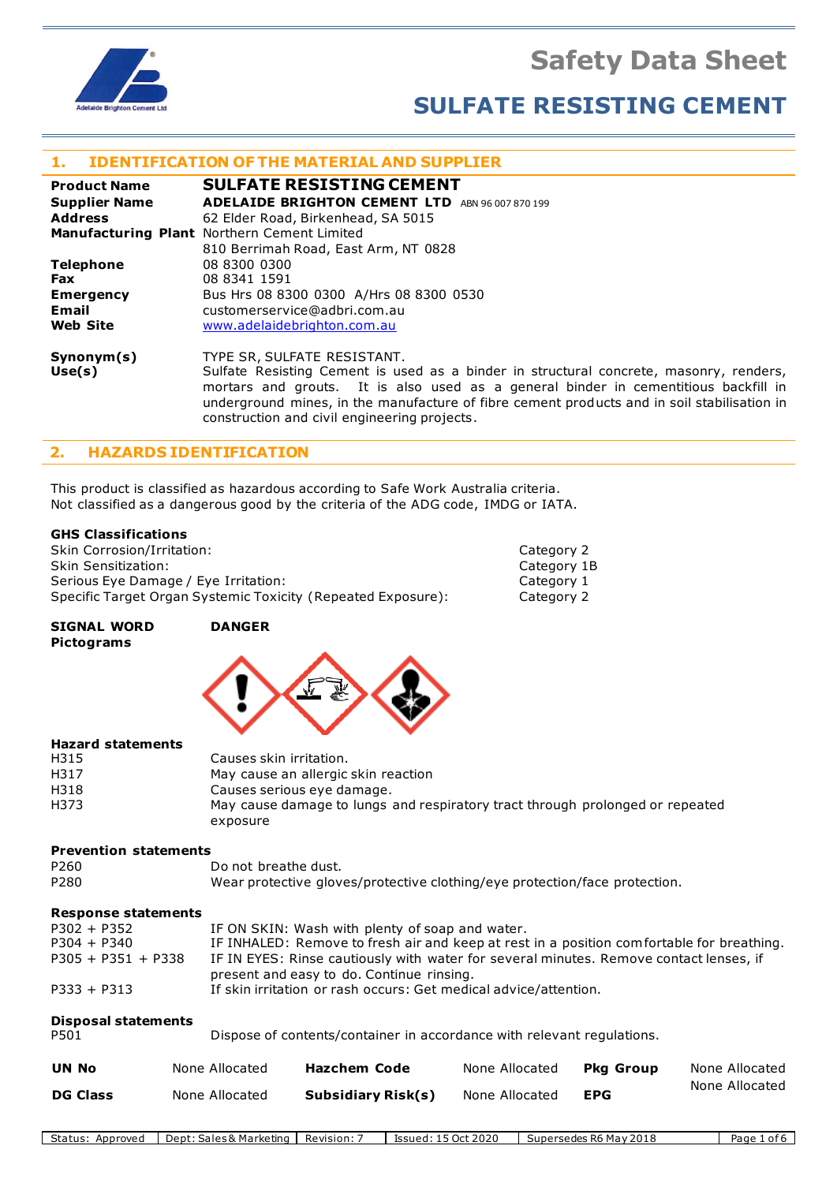# Safety Data Sheet

# SULFATE RESISTING CEMENT

## 1. IDENTIFICATION OF THE MATERIAL AND SUPPLIER

| | |
|---|---|
| **Product Name** | **SULFATE RESISTING CEMENT** |
| **Supplier Name** | **ADELAIDE BRIGHTON CEMENT LTD** ABN 96 007 870 199 |
| **Address** | 62 Elder Road, Birkenhead, SA 5015 |
| **Manufacturing Plant** | Northern Cement Limited<br>810 Berrimah Road, East Arm, NT 0828 |
| **Telephone** | 08 8300 0300 |
| **Fax** | 08 8341 1591 |
| **Emergency** | Bus Hrs 08 8300 0300 A/Hrs 08 8300 0530 |
| **Email** | customerservice@adbri.com.au |
| **Web Site** | www.adelaidebrighton.com.au |
| **Synonym(s)** | TYPE SR, SULFATE RESISTANT. |
| **Use(s)** | Sulfate Resisting Cement is used as a binder in structural concrete, masonry, renders, mortars and grouts. It is also used as a general binder in cementitious backfill in underground mines, in the manufacture of fibre cement products and in soil stabilisation in construction and civil engineering projects. |

## 2. HAZARDS IDENTIFICATION

This product is classified as hazardous according to Safe Work Australia criteria.
Not classified as a dangerous good by the criteria of the ADG code, IMDG or IATA.

### GHS Classifications

| | |
|---|---|
| Skin Corrosion/Irritation: | Category 2 |
| Skin Sensitization: | Category 1B |
| Serious Eye Damage / Eye Irritation: | Category 1 |
| Specific Target Organ Systemic Toxicity (Repeated Exposure): | Category 2 |

**SIGNAL WORD** **DANGER**

**Pictograms**

### Hazard statements

| | |
|---|---|
| H315 | Causes skin irritation. |
| H317 | May cause an allergic skin reaction |
| H318 | Causes serious eye damage. |
| H373 | May cause damage to lungs and respiratory tract through prolonged or repeated exposure |

### Prevention statements

| | |
|---|---|
| P260 | Do not breathe dust. |
| P280 | Wear protective gloves/protective clothing/eye protection/face protection. |

### Response statements

| | |
|---|---|
| P302 + P352 | IF ON SKIN: Wash with plenty of soap and water. |
| P304 + P340 | IF INHALED: Remove to fresh air and keep at rest in a position comfortable for breathing. |
| P305 + P351 + P338 | IF IN EYES: Rinse cautiously with water for several minutes. Remove contact lenses, if present and easy to do. Continue rinsing. |
| P333 + P313 | If skin irritation or rash occurs: Get medical advice/attention. |

### Disposal statements

| | |
|---|---|
| P501 | Dispose of contents/container in accordance with relevant regulations. |

| | | | | | |
|---|---|---|---|---|---|
| **UN No** | None Allocated | **Hazchem Code** | None Allocated | **Pkg Group** | None Allocated |
| **DG Class** | None Allocated | **Subsidiary Risk(s)** | None Allocated | **EPG** | None Allocated |

| Status: Approved | Dept: Sales & Marketing | Revision: 7 | Issued: 15 Oct 2020 | Supersedes R6 May 2018 |
|---|---|---|---|---|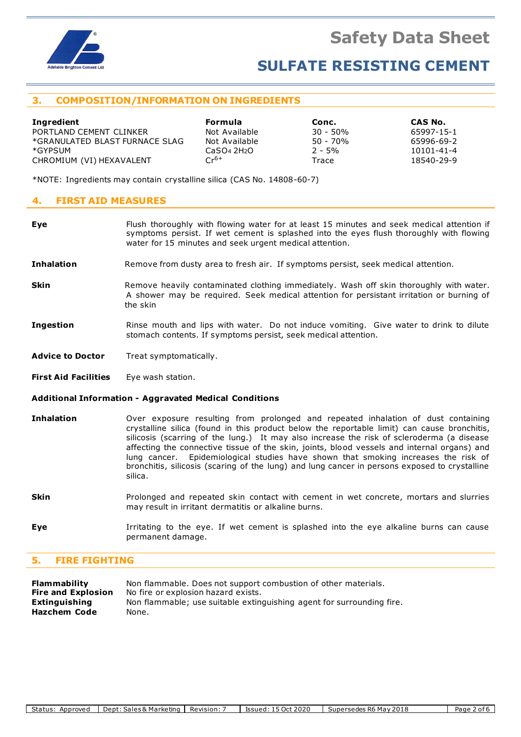## 3. COMPOSITION/INFORMATION ON INGREDIENTS

| Ingredient | Formula | Conc. | CAS No. |
|---|---|---|---|
| PORTLAND CEMENT CLINKER | Not Available | 30 - 50% | 65997-15-1 |
| *GRANULATED BLAST FURNACE SLAG | Not Available | 50 - 70% | 65996-69-2 |
| *GYPSUM | $CaSO_4 \, 2H_2O$ | 2 - 5% | 10101-41-4 |
| CHROMIUM (VI) HEXAVALENT | $Cr^{6+}$ | Trace | 18540-29-9 |

*NOTE: Ingredients may contain crystalline silica (CAS No. 14808-60-7)

## 4. FIRST AID MEASURES

**Eye** Flush thoroughly with flowing water for at least 15 minutes and seek medical attention if symptoms persist. If wet cement is splashed into the eyes flush thoroughly with flowing water for 15 minutes and seek urgent medical attention.

**Inhalation** Remove from dusty area to fresh air. If symptoms persist, seek medical attention.

**Skin** Remove heavily contaminated clothing immediately. Wash off skin thoroughly with water. A shower may be required. Seek medical attention for persistant irritation or burning of the skin

**Ingestion** Rinse mouth and lips with water. Do not induce vomiting. Give water to drink to dilute stomach contents. If symptoms persist, seek medical attention.

**Advice to Doctor** Treat symptomatically.

**First Aid Facilities** Eye wash station.

**Additional Information - Aggravated Medical Conditions**

**Inhalation** Over exposure resulting from prolonged and repeated inhalation of dust containing crystalline silica (found in this product below the reportable limit) can cause bronchitis, silicosis (scarring of the lung.) It may also increase the risk of scleroderma (a disease affecting the connective tissue of the skin, joints, blood vessels and internal organs) and lung cancer. Epidemiological studies have shown that smoking increases the risk of bronchitis, silicosis (scaring of the lung) and lung cancer in persons exposed to crystalline silica.

**Skin** Prolonged and repeated skin contact with cement in wet concrete, mortars and slurries may result in irritant dermatitis or alkaline burns.

**Eye** Irritating to the eye. If wet cement is splashed into the eye alkaline burns can cause permanent damage.

## 5. FIRE FIGHTING

**Flammability** Non flammable. Does not support combustion of other materials.
**Fire and Explosion** No fire or explosion hazard exists.
**Extinguishing** Non flammable; use suitable extinguishing agent for surrounding fire.
**Hazchem Code** None.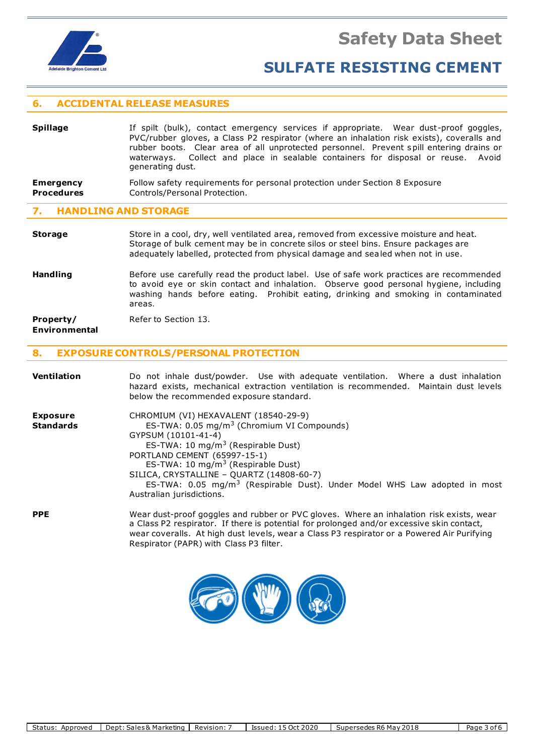## 6. ACCIDENTAL RELEASE MEASURES

**Spillage**

If spilt (bulk), contact emergency services if appropriate. Wear dust-proof goggles, PVC/rubber gloves, a Class P2 respirator (where an inhalation risk exists), coveralls and rubber boots. Clear area of all unprotected personnel. Prevent spill entering drains or waterways. Collect and place in sealable containers for disposal or reuse. Avoid generating dust.

**Emergency Procedures**

Follow safety requirements for personal protection under Section 8 Exposure Controls/Personal Protection.

## 7. HANDLING AND STORAGE

**Storage**

Store in a cool, dry, well ventilated area, removed from excessive moisture and heat. Storage of bulk cement may be in concrete silos or steel bins. Ensure packages are adequately labelled, protected from physical damage and sealed when not in use.

**Handling**

Before use carefully read the product label. Use of safe work practices are recommended to avoid eye or skin contact and inhalation. Observe good personal hygiene, including washing hands before eating. Prohibit eating, drinking and smoking in contaminated areas.

**Property/ Environmental**

Refer to Section 13.

## 8. EXPOSURE CONTROLS/PERSONAL PROTECTION

**Ventilation**

Do not inhale dust/powder. Use with adequate ventilation. Where a dust inhalation hazard exists, mechanical extraction ventilation is recommended. Maintain dust levels below the recommended exposure standard.

**Exposure Standards**

CHROMIUM (VI) HEXAVALENT (18540-29-9)
ES-TWA: 0.05 $mg/m^3$ (Chromium VI Compounds)
GYPSUM (10101-41-4)
ES-TWA: 10 $mg/m^3$ (Respirable Dust)
PORTLAND CEMENT (65997-15-1)
ES-TWA: 10 $mg/m^3$ (Respirable Dust)
SILICA, CRYSTALLINE – QUARTZ (14808-60-7)
ES-TWA: 0.05 $mg/m^3$ (Respirable Dust). Under Model WHS Law adopted in most Australian jurisdictions.

**PPE**

Wear dust-proof goggles and rubber or PVC gloves. Where an inhalation risk exists, wear a Class P2 respirator. If there is potential for prolonged and/or excessive skin contact, wear coveralls. At high dust levels, wear a Class P3 respirator or a Powered Air Purifying Respirator (PAPR) with Class P3 filter.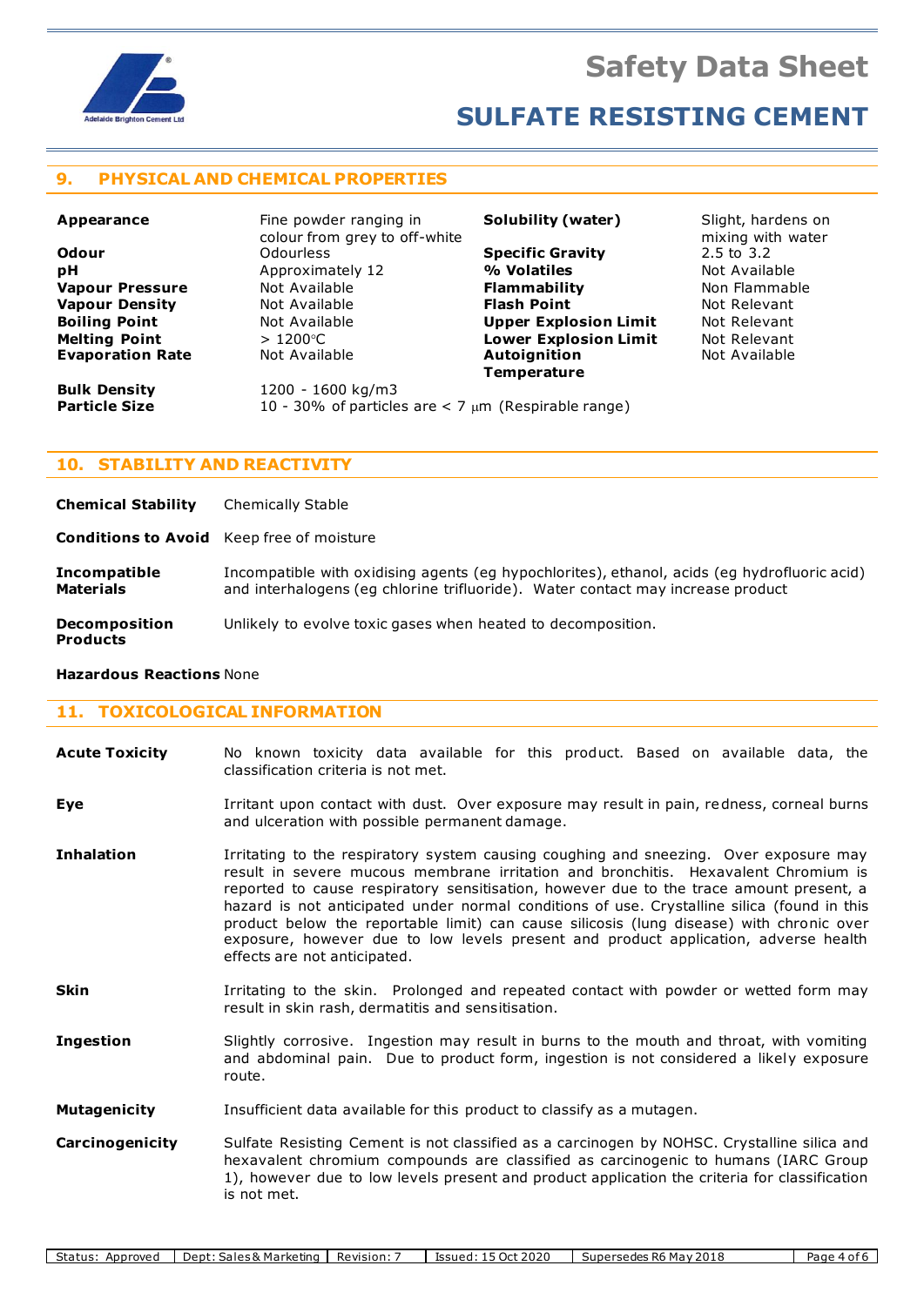## 9. PHYSICAL AND CHEMICAL PROPERTIES

| Property | Value | Property | Value |
|---|---|---|---|
| **Appearance** | Fine powder ranging in colour from grey to off-white | **Solubility (water)** | Slight, hardens on mixing with water |
| **Odour** | Odourless | **Specific Gravity** | 2.5 to 3.2 |
| **pH** | Approximately 12 | **% Volatiles** | Not Available |
| **Vapour Pressure** | Not Available | **Flammability** | Non Flammable |
| **Vapour Density** | Not Available | **Flash Point** | Not Relevant |
| **Boiling Point** | Not Available | **Upper Explosion Limit** | Not Relevant |
| **Melting Point** | > 1200°C | **Lower Explosion Limit** | Not Relevant |
| **Evaporation Rate** | Not Available | **Autoignition Temperature** | Not Available |

**Bulk Density** 1200 - 1600 kg/m3

**Particle Size** 10 - 30% of particles are < 7 μm (Respirable range)

## 10. STABILITY AND REACTIVITY

**Chemical Stability** Chemically Stable

**Conditions to Avoid** Keep free of moisture

**Incompatible Materials** Incompatible with oxidising agents (eg hypochlorites), ethanol, acids (eg hydrofluoric acid) and interhalogens (eg chlorine trifluoride). Water contact may increase product

**Decomposition Products** Unlikely to evolve toxic gases when heated to decomposition.

**Hazardous Reactions** None

## 11. TOXICOLOGICAL INFORMATION

**Acute Toxicity** No known toxicity data available for this product. Based on available data, the classification criteria is not met.

**Eye** Irritant upon contact with dust. Over exposure may result in pain, redness, corneal burns and ulceration with possible permanent damage.

**Inhalation** Irritating to the respiratory system causing coughing and sneezing. Over exposure may result in severe mucous membrane irritation and bronchitis. Hexavalent Chromium is reported to cause respiratory sensitisation, however due to the trace amount present, a hazard is not anticipated under normal conditions of use. Crystalline silica (found in this product below the reportable limit) can cause silicosis (lung disease) with chronic over exposure, however due to low levels present and product application, adverse health effects are not anticipated.

**Skin** Irritating to the skin. Prolonged and repeated contact with powder or wetted form may result in skin rash, dermatitis and sensitisation.

**Ingestion** Slightly corrosive. Ingestion may result in burns to the mouth and throat, with vomiting and abdominal pain. Due to product form, ingestion is not considered a likely exposure route.

**Mutagenicity** Insufficient data available for this product to classify as a mutagen.

**Carcinogenicity** Sulfate Resisting Cement is not classified as a carcinogen by NOHSC. Crystalline silica and hexavalent chromium compounds are classified as carcinogenic to humans (IARC Group 1), however due to low levels present and product application the criteria for classification is not met.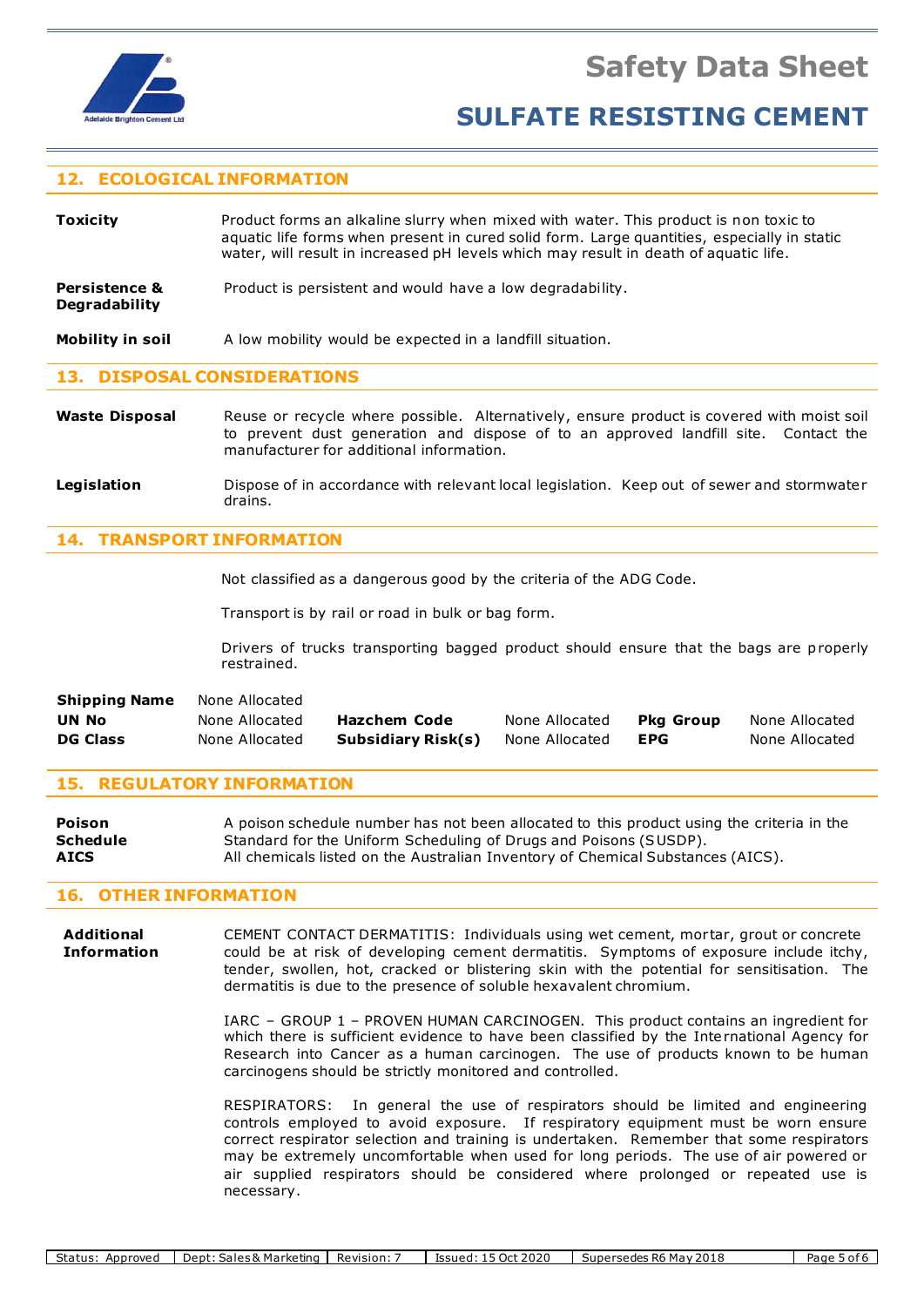## 12. ECOLOGICAL INFORMATION

**Toxicity**
Product forms an alkaline slurry when mixed with water. This product is non toxic to aquatic life forms when present in cured solid form. Large quantities, especially in static water, will result in increased pH levels which may result in death of aquatic life.

**Persistence & Degradability**
Product is persistent and would have a low degradability.

**Mobility in soil**
A low mobility would be expected in a landfill situation.

## 13. DISPOSAL CONSIDERATIONS

**Waste Disposal**
Reuse or recycle where possible. Alternatively, ensure product is covered with moist soil to prevent dust generation and dispose of to an approved landfill site. Contact the manufacturer for additional information.

**Legislation**
Dispose of in accordance with relevant local legislation. Keep out of sewer and stormwater drains.

## 14. TRANSPORT INFORMATION

Not classified as a dangerous good by the criteria of the ADG Code.

Transport is by rail or road in bulk or bag form.

Drivers of trucks transporting bagged product should ensure that the bags are properly restrained.

| | | | | | |
|---|---|---|---|---|---|
| **Shipping Name** | None Allocated | | | | |
| **UN No** | None Allocated | **Hazchem Code** | None Allocated | **Pkg Group** | None Allocated |
| **DG Class** | None Allocated | **Subsidiary Risk(s)** | None Allocated | **EPG** | None Allocated |

## 15. REGULATORY INFORMATION

**Poison Schedule**
A poison schedule number has not been allocated to this product using the criteria in the Standard for the Uniform Scheduling of Drugs and Poisons (SUSDP).

**AICS**
All chemicals listed on the Australian Inventory of Chemical Substances (AICS).

## 16. OTHER INFORMATION

**Additional Information**

CEMENT CONTACT DERMATITIS: Individuals using wet cement, mortar, grout or concrete could be at risk of developing cement dermatitis. Symptoms of exposure include itchy, tender, swollen, hot, cracked or blistering skin with the potential for sensitisation. The dermatitis is due to the presence of soluble hexavalent chromium.

IARC – GROUP 1 – PROVEN HUMAN CARCINOGEN. This product contains an ingredient for which there is sufficient evidence to have been classified by the International Agency for Research into Cancer as a human carcinogen. The use of products known to be human carcinogens should be strictly monitored and controlled.

RESPIRATORS: In general the use of respirators should be limited and engineering controls employed to avoid exposure. If respiratory equipment must be worn ensure correct respirator selection and training is undertaken. Remember that some respirators may be extremely uncomfortable when used for long periods. The use of air powered or air supplied respirators should be considered where prolonged or repeated use is necessary.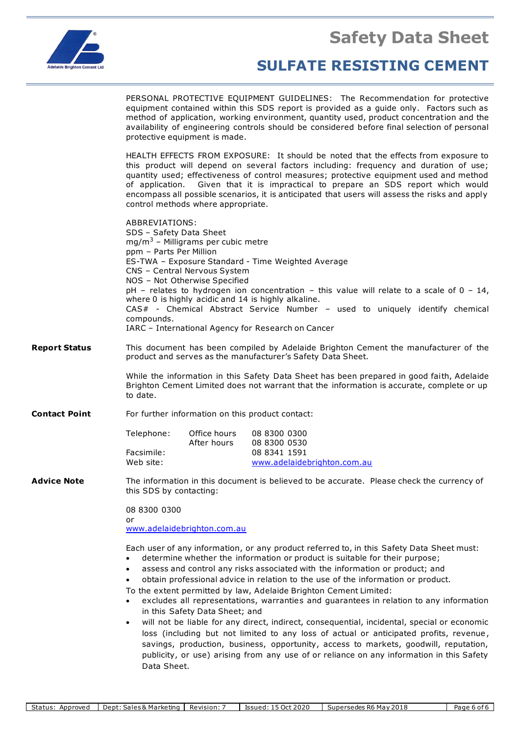PERSONAL PROTECTIVE EQUIPMENT GUIDELINES: The Recommendation for protective equipment contained within this SDS report is provided as a guide only. Factors such as method of application, working environment, quantity used, product concentration and the availability of engineering controls should be considered before final selection of personal protective equipment is made.

HEALTH EFFECTS FROM EXPOSURE: It should be noted that the effects from exposure to this product will depend on several factors including: frequency and duration of use; quantity used; effectiveness of control measures; protective equipment used and method of application. Given that it is impractical to prepare an SDS report which would encompass all possible scenarios, it is anticipated that users will assess the risks and apply control methods where appropriate.

ABBREVIATIONS:
SDS – Safety Data Sheet
mg/m$^3$ – Milligrams per cubic metre
ppm – Parts Per Million
ES-TWA – Exposure Standard - Time Weighted Average
CNS – Central Nervous System
NOS – Not Otherwise Specified
pH – relates to hydrogen ion concentration – this value will relate to a scale of 0 – 14, where 0 is highly acidic and 14 is highly alkaline.
CAS# - Chemical Abstract Service Number – used to uniquely identify chemical compounds.
IARC – International Agency for Research on Cancer

**Report Status**

This document has been compiled by Adelaide Brighton Cement the manufacturer of the product and serves as the manufacturer's Safety Data Sheet.

While the information in this Safety Data Sheet has been prepared in good faith, Adelaide Brighton Cement Limited does not warrant that the information is accurate, complete or up to date.

**Contact Point**

For further information on this product contact:

| | | |
|---|---|---|
| Telephone: | Office hours | 08 8300 0300 |
| | After hours | 08 8300 0530 |
| Facsimile: | | 08 8341 1591 |
| Web site: | | www.adelaidebrighton.com.au |

**Advice Note**

The information in this document is believed to be accurate. Please check the currency of this SDS by contacting:

08 8300 0300
or
www.adelaidebrighton.com.au

Each user of any information, or any product referred to, in this Safety Data Sheet must:

- determine whether the information or product is suitable for their purpose;
- assess and control any risks associated with the information or product; and
- obtain professional advice in relation to the use of the information or product.

To the extent permitted by law, Adelaide Brighton Cement Limited:

- excludes all representations, warranties and guarantees in relation to any information in this Safety Data Sheet; and
- will not be liable for any direct, indirect, consequential, incidental, special or economic loss (including but not limited to any loss of actual or anticipated profits, revenue, savings, production, business, opportunity, access to markets, goodwill, reputation, publicity, or use) arising from any use of or reliance on any information in this Safety Data Sheet.